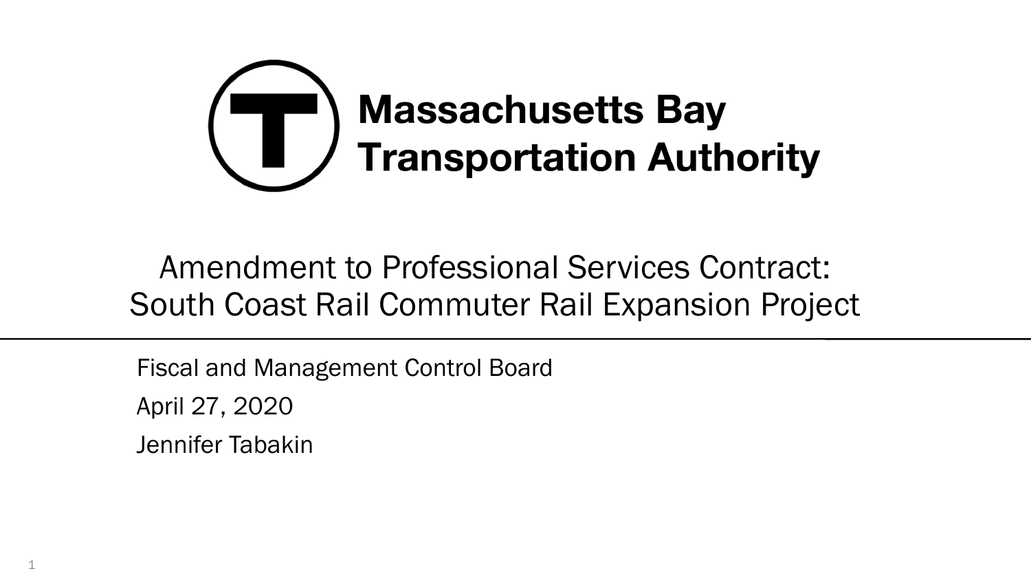**Massachusetts Bay Transportation Authority**

# Amendment to Professional Services Contract: South Coast Rail Commuter Rail Expansion Project

Fiscal and Management Control Board

April 27, 2020

Jennifer Tabakin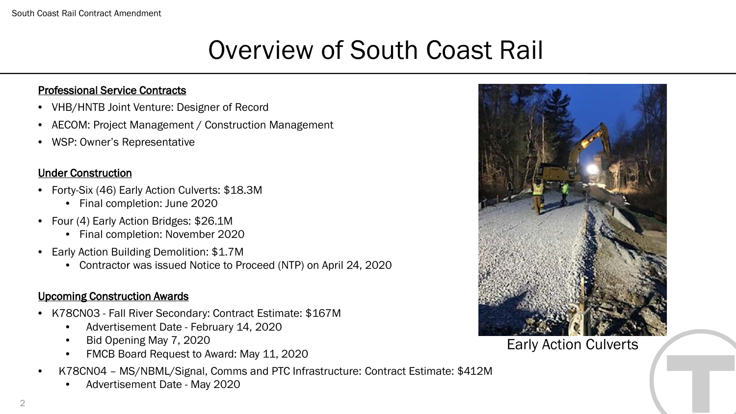# Overview of South Coast Rail

**Professional Service Contracts**

- VHB/HNTB Joint Venture: Designer of Record
- AECOM: Project Management / Construction Management
- WSP: Owner's Representative

**Under Construction**

- Forty-Six (46) Early Action Culverts: $18.3M
  - Final completion: June 2020
- Four (4) Early Action Bridges: $26.1M
  - Final completion: November 2020
- Early Action Building Demolition: $1.7M
  - Contractor was issued Notice to Proceed (NTP) on April 24, 2020

**Upcoming Construction Awards**

- K78CN03 - Fall River Secondary: Contract Estimate: $167M
  - Advertisement Date - February 14, 2020
  - Bid Opening May 7, 2020
  - FMCB Board Request to Award: May 11, 2020
- K78CN04 – MS/NBML/Signal, Comms and PTC Infrastructure: Contract Estimate: $412M
  - Advertisement Date - May 2020

Early Action Culverts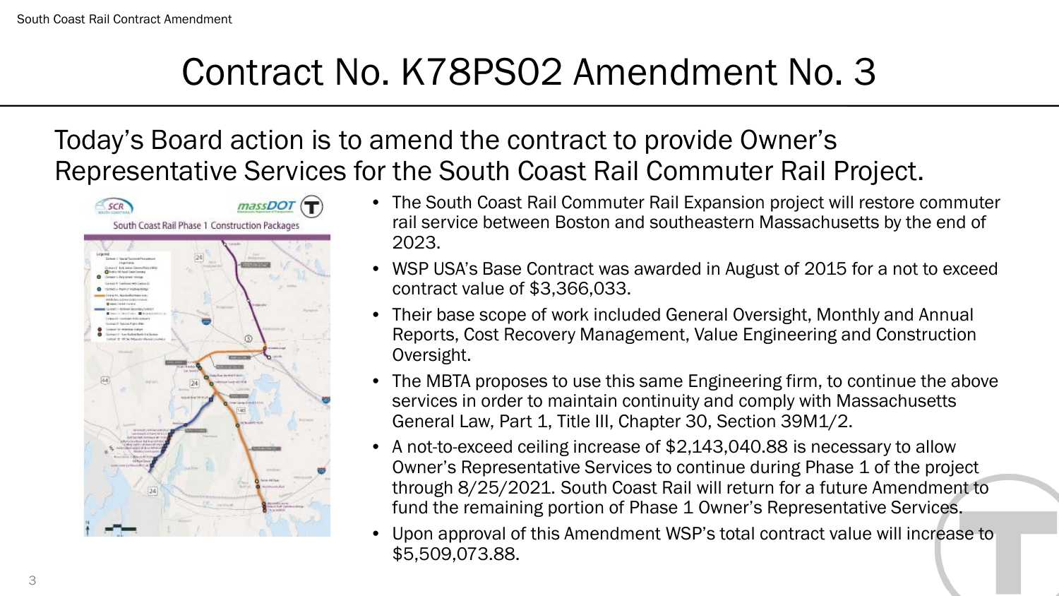# Contract No. K78PS02 Amendment No. 3

Today's Board action is to amend the contract to provide Owner's Representative Services for the South Coast Rail Commuter Rail Project.

- The South Coast Rail Commuter Rail Expansion project will restore commuter rail service between Boston and southeastern Massachusetts by the end of 2023.
- WSP USA's Base Contract was awarded in August of 2015 for a not to exceed contract value of $3,366,033.
- Their base scope of work included General Oversight, Monthly and Annual Reports, Cost Recovery Management, Value Engineering and Construction Oversight.
- The MBTA proposes to use this same Engineering firm, to continue the above services in order to maintain continuity and comply with Massachusetts General Law, Part 1, Title III, Chapter 30, Section 39M1/2.
- A not-to-exceed ceiling increase of $2,143,040.88 is necessary to allow Owner's Representative Services to continue during Phase 1 of the project through 8/25/2021. South Coast Rail will return for a future Amendment to fund the remaining portion of Phase 1 Owner's Representative Services.
- Upon approval of this Amendment WSP's total contract value will increase to $5,509,073.88.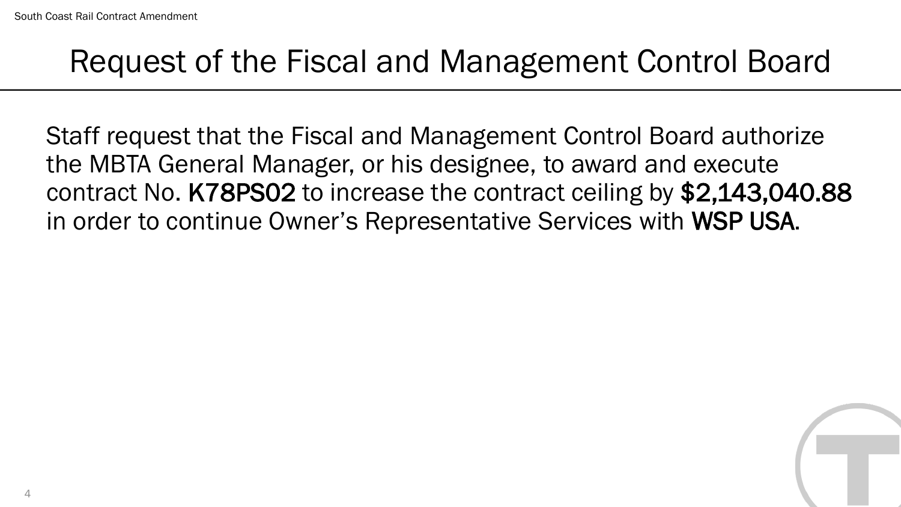# Request of the Fiscal and Management Control Board

Staff request that the Fiscal and Management Control Board authorize the MBTA General Manager, or his designee, to award and execute contract No. **K78PS02** to increase the contract ceiling by **$2,143,040.88** in order to continue Owner's Representative Services with **WSP USA**.